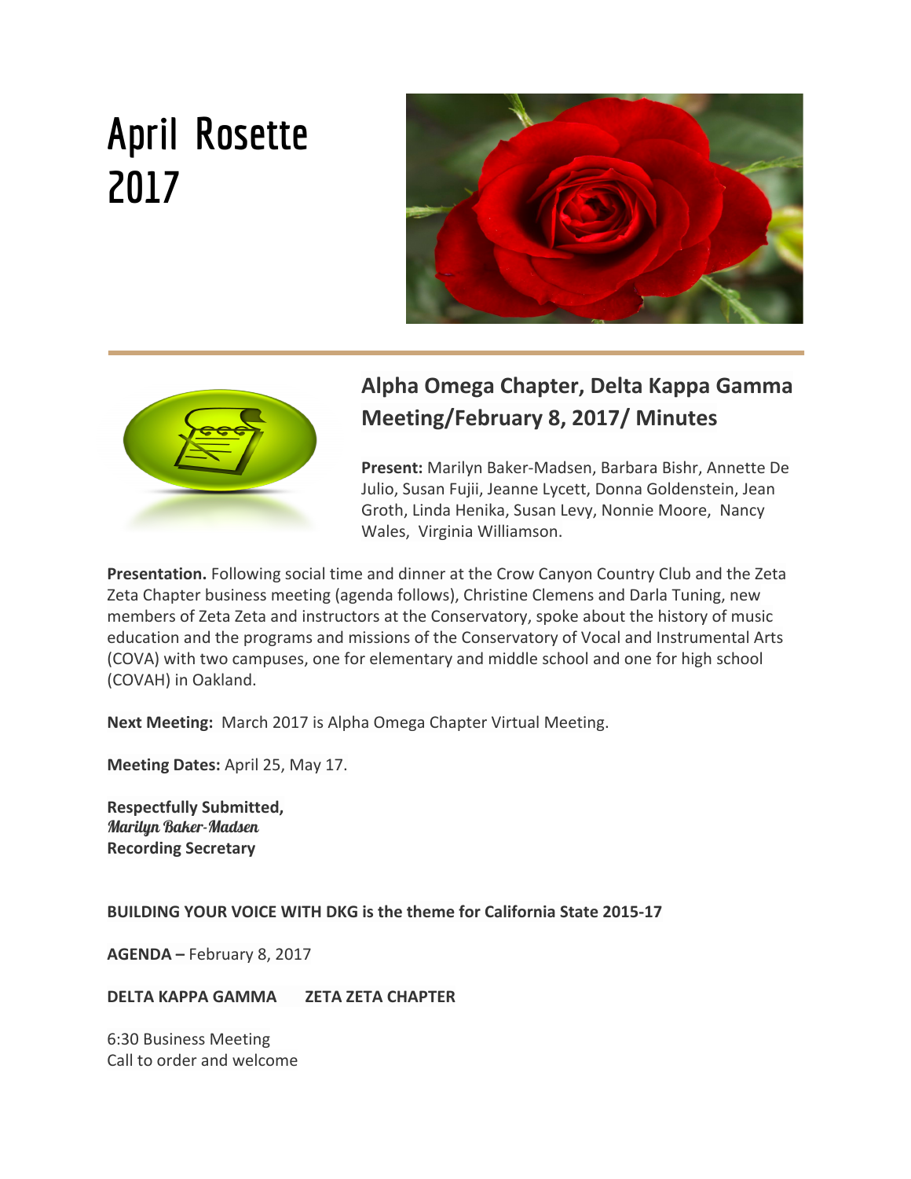# April Rosette 2017

## Alpha Omega Chapter, Delta Kappa Gamma Meeting/February 8, 2017/ Minutes

**Present:** Marilyn Baker-Madsen, Barbara Bishr, Annette De Julio, Susan Fujii, Jeanne Lycett, Donna Goldenstein, Jean Groth, Linda Henika, Susan Levy, Nonnie Moore, Nancy Wales, Virginia Williamson.

**Presentation.** Following social time and dinner at the Crow Canyon Country Club and the Zeta Zeta Chapter business meeting (agenda follows), Christine Clemens and Darla Tuning, new members of Zeta Zeta and instructors at the Conservatory, spoke about the history of music education and the programs and missions of the Conservatory of Vocal and Instrumental Arts (COVA) with two campuses, one for elementary and middle school and one for high school (COVAH) in Oakland.

**Next Meeting:** March 2017 is Alpha Omega Chapter Virtual Meeting.

**Meeting Dates:** April 25, May 17.

**Respectfully Submitted,**
*Marilyn Baker-Madsen*
**Recording Secretary**

**BUILDING YOUR VOICE WITH DKG is the theme for California State 2015-17**

**AGENDA –** February 8, 2017

**DELTA KAPPA GAMMA ZETA ZETA CHAPTER**

6:30 Business Meeting
Call to order and welcome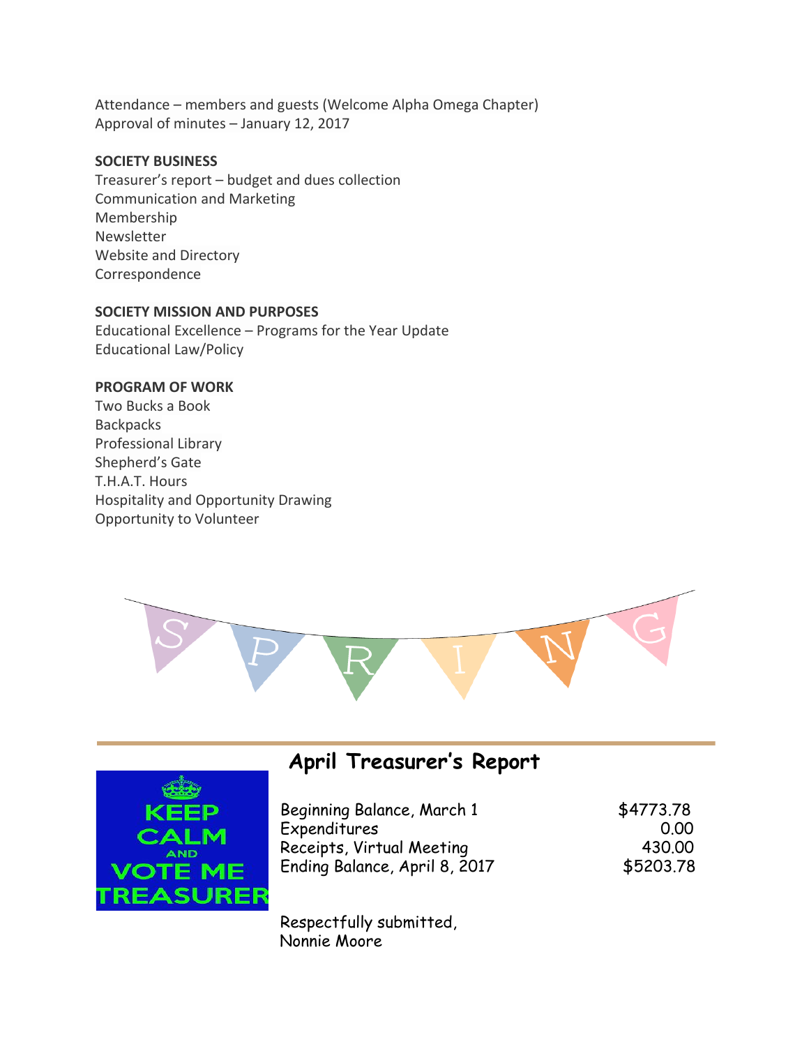Attendance – members and guests (Welcome Alpha Omega Chapter)
Approval of minutes – January 12, 2017

**SOCIETY BUSINESS**

Treasurer's report – budget and dues collection
Communication and Marketing
Membership
Newsletter
Website and Directory
Correspondence

**SOCIETY MISSION AND PURPOSES**

Educational Excellence – Programs for the Year Update
Educational Law/Policy

**PROGRAM OF WORK**

Two Bucks a Book
Backpacks
Professional Library
Shepherd's Gate
T.H.A.T. Hours
Hospitality and Opportunity Drawing
Opportunity to Volunteer

## April Treasurer's Report

| | |
|---|---:|
| Beginning Balance, March 1 | $4773.78 |
| Expenditures | 0.00 |
| Receipts, Virtual Meeting | 430.00 |
| Ending Balance, April 8, 2017 | $5203.78 |

Respectfully submitted,
Nonnie Moore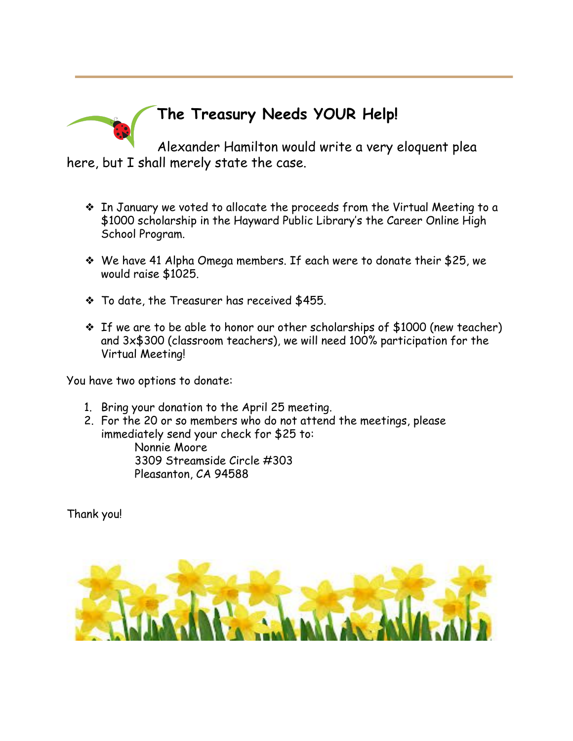## The Treasury Needs YOUR Help!

Alexander Hamilton would write a very eloquent plea here, but I shall merely state the case.

- In January we voted to allocate the proceeds from the Virtual Meeting to a $1000 scholarship in the Hayward Public Library's the Career Online High School Program.
- We have 41 Alpha Omega members. If each were to donate their $25, we would raise $1025.
- To date, the Treasurer has received $455.
- If we are to be able to honor our other scholarships of $1000 (new teacher) and 3x$300 (classroom teachers), we will need 100% participation for the Virtual Meeting!

You have two options to donate:

1. Bring your donation to the April 25 meeting.
2. For the 20 or so members who do not attend the meetings, please immediately send your check for $25 to:
   Nonnie Moore
   3309 Streamside Circle #303
   Pleasanton, CA 94588

Thank you!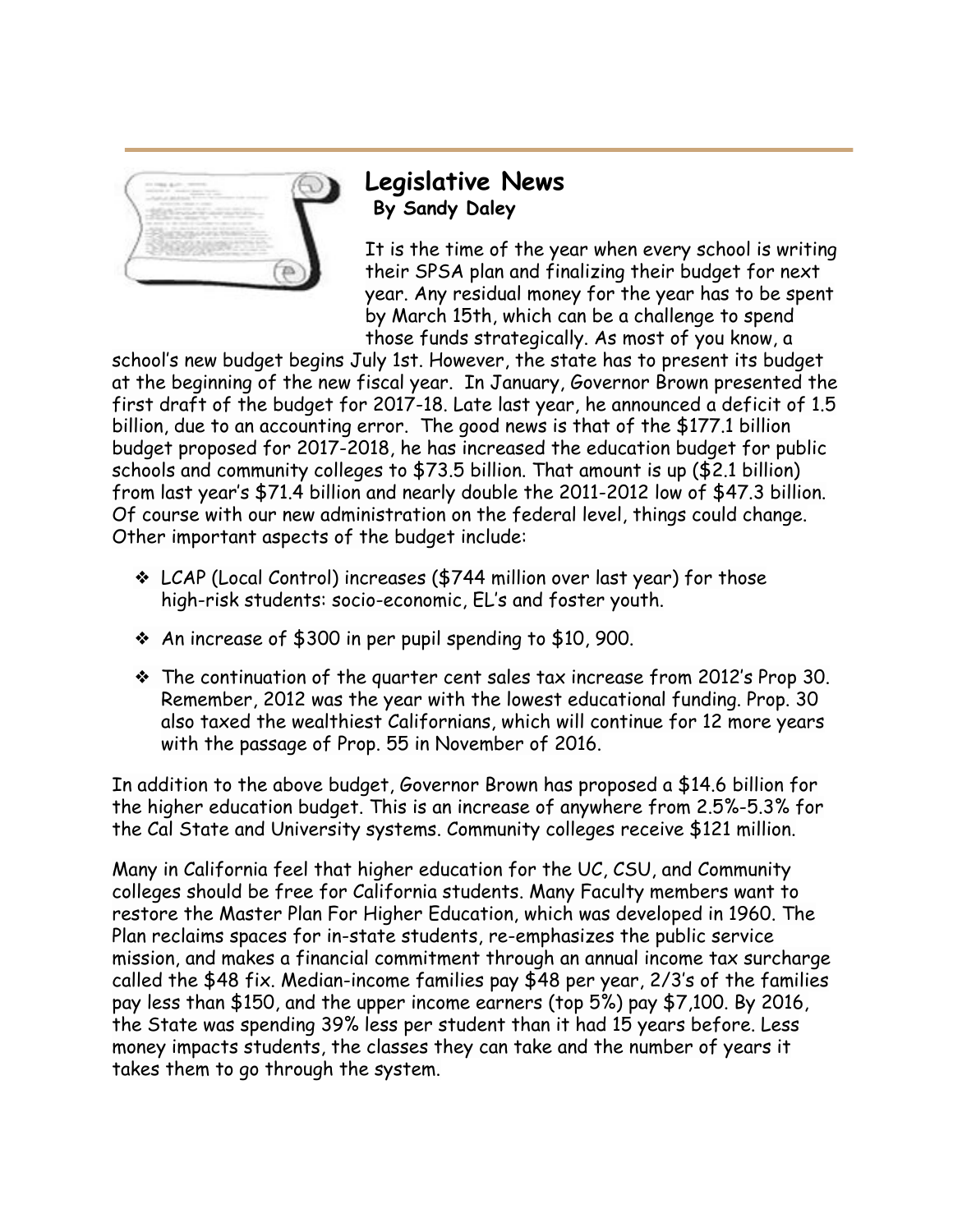## Legislative News

**By Sandy Daley**

It is the time of the year when every school is writing their SPSA plan and finalizing their budget for next year. Any residual money for the year has to be spent by March 15th, which can be a challenge to spend those funds strategically. As most of you know, a school's new budget begins July 1st. However, the state has to present its budget at the beginning of the new fiscal year. In January, Governor Brown presented the first draft of the budget for 2017-18. Late last year, he announced a deficit of 1.5 billion, due to an accounting error. The good news is that of the $177.1 billion budget proposed for 2017-2018, he has increased the education budget for public schools and community colleges to $73.5 billion. That amount is up ($2.1 billion) from last year's $71.4 billion and nearly double the 2011-2012 low of $47.3 billion. Of course with our new administration on the federal level, things could change. Other important aspects of the budget include:

- LCAP (Local Control) increases ($744 million over last year) for those high-risk students: socio-economic, EL's and foster youth.
- An increase of $300 in per pupil spending to $10, 900.
- The continuation of the quarter cent sales tax increase from 2012's Prop 30. Remember, 2012 was the year with the lowest educational funding. Prop. 30 also taxed the wealthiest Californians, which will continue for 12 more years with the passage of Prop. 55 in November of 2016.

In addition to the above budget, Governor Brown has proposed a $14.6 billion for the higher education budget. This is an increase of anywhere from 2.5%-5.3% for the Cal State and University systems. Community colleges receive $121 million.

Many in California feel that higher education for the UC, CSU, and Community colleges should be free for California students. Many Faculty members want to restore the Master Plan For Higher Education, which was developed in 1960. The Plan reclaims spaces for in-state students, re-emphasizes the public service mission, and makes a financial commitment through an annual income tax surcharge called the $48 fix. Median-income families pay $48 per year, 2/3's of the families pay less than $150, and the upper income earners (top 5%) pay $7,100. By 2016, the State was spending 39% less per student than it had 15 years before. Less money impacts students, the classes they can take and the number of years it takes them to go through the system.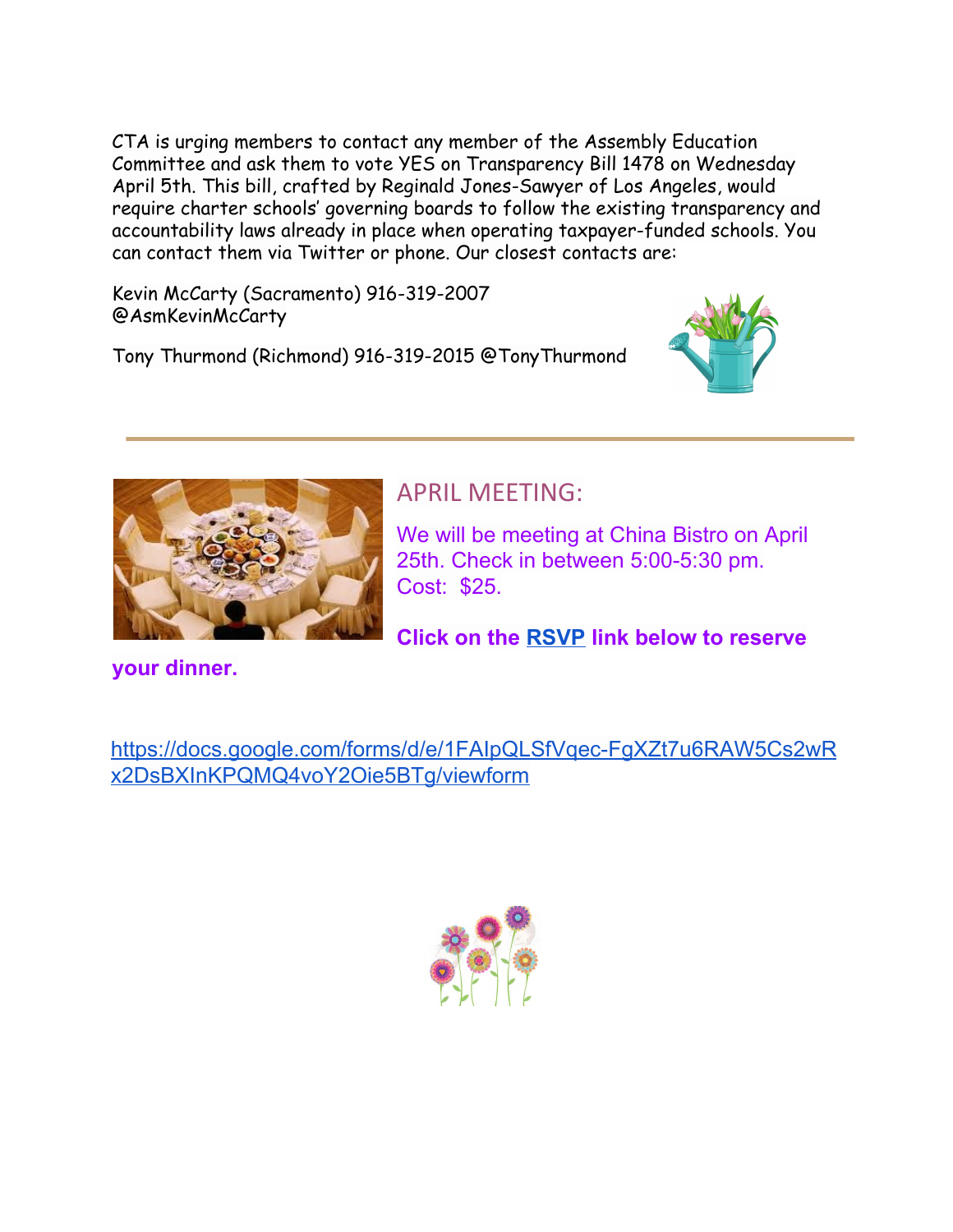CTA is urging members to contact any member of the Assembly Education Committee and ask them to vote YES on Transparency Bill 1478 on Wednesday April 5th. This bill, crafted by Reginald Jones-Sawyer of Los Angeles, would require charter schools' governing boards to follow the existing transparency and accountability laws already in place when operating taxpayer-funded schools. You can contact them via Twitter or phone. Our closest contacts are:

Kevin McCarty (Sacramento) 916-319-2007 @AsmKevinMcCarty

Tony Thurmond (Richmond) 916-319-2015 @TonyThurmond

---

## APRIL MEETING:

We will be meeting at China Bistro on April 25th. Check in between 5:00-5:30 pm. Cost: $25.

**Click on the RSVP link below to reserve your dinner.**

https://docs.google.com/forms/d/e/1FAIpQLSfVqec-FgXZt7u6RAW5Cs2wRx2DsBXInKPQMQ4voY2Oie5BTg/viewform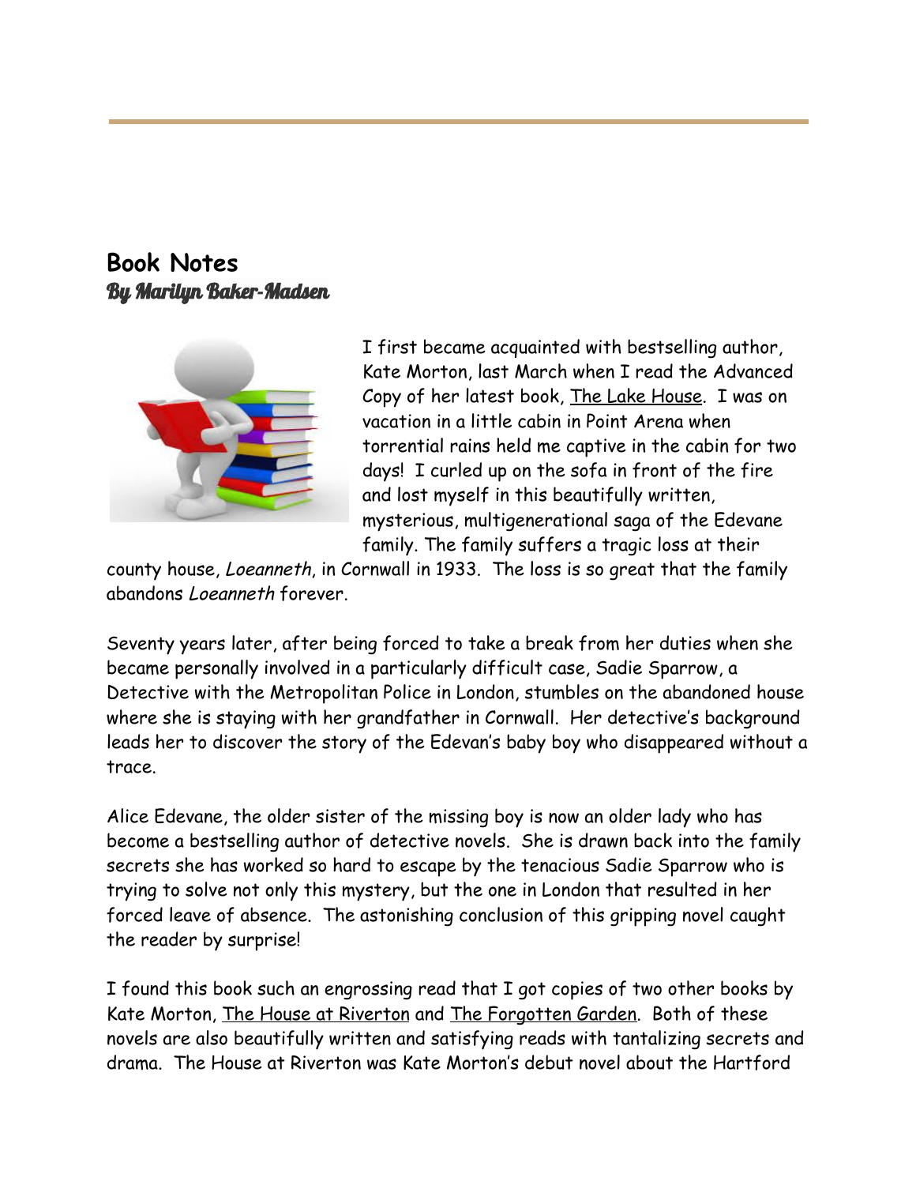## Book Notes

*By Marilyn Baker-Madsen*

I first became acquainted with bestselling author, Kate Morton, last March when I read the Advanced Copy of her latest book, The Lake House. I was on vacation in a little cabin in Point Arena when torrential rains held me captive in the cabin for two days! I curled up on the sofa in front of the fire and lost myself in this beautifully written, mysterious, multigenerational saga of the Edevane family. The family suffers a tragic loss at their county house, *Loeanneth*, in Cornwall in 1933. The loss is so great that the family abandons *Loeanneth* forever.

Seventy years later, after being forced to take a break from her duties when she became personally involved in a particularly difficult case, Sadie Sparrow, a Detective with the Metropolitan Police in London, stumbles on the abandoned house where she is staying with her grandfather in Cornwall. Her detective's background leads her to discover the story of the Edevan's baby boy who disappeared without a trace.

Alice Edevane, the older sister of the missing boy is now an older lady who has become a bestselling author of detective novels. She is drawn back into the family secrets she has worked so hard to escape by the tenacious Sadie Sparrow who is trying to solve not only this mystery, but the one in London that resulted in her forced leave of absence. The astonishing conclusion of this gripping novel caught the reader by surprise!

I found this book such an engrossing read that I got copies of two other books by Kate Morton, The House at Riverton and The Forgotten Garden. Both of these novels are also beautifully written and satisfying reads with tantalizing secrets and drama. The House at Riverton was Kate Morton's debut novel about the Hartford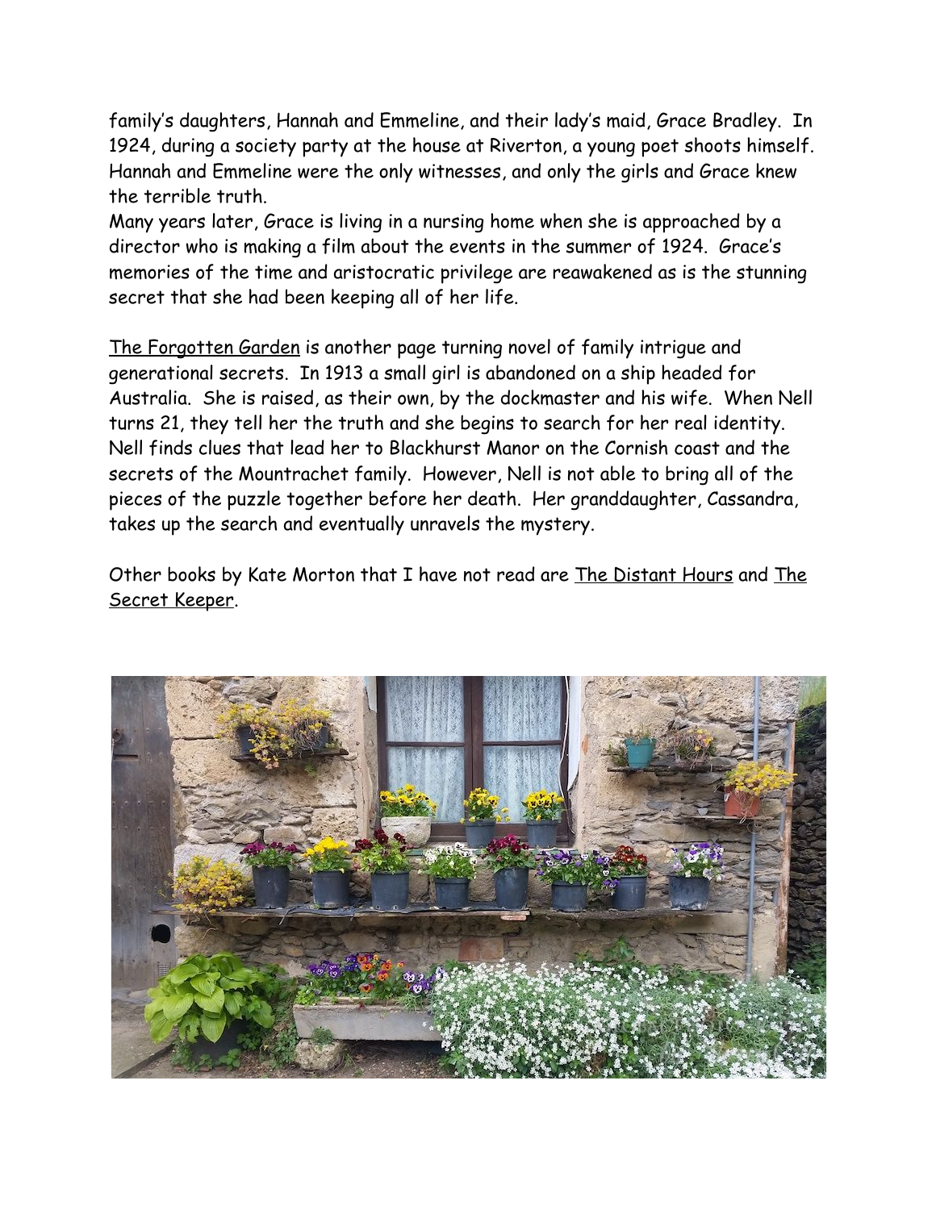family's daughters, Hannah and Emmeline, and their lady's maid, Grace Bradley. In 1924, during a society party at the house at Riverton, a young poet shoots himself. Hannah and Emmeline were the only witnesses, and only the girls and Grace knew the terrible truth.
Many years later, Grace is living in a nursing home when she is approached by a director who is making a film about the events in the summer of 1924. Grace's memories of the time and aristocratic privilege are reawakened as is the stunning secret that she had been keeping all of her life.

The Forgotten Garden is another page turning novel of family intrigue and generational secrets. In 1913 a small girl is abandoned on a ship headed for Australia. She is raised, as their own, by the dockmaster and his wife. When Nell turns 21, they tell her the truth and she begins to search for her real identity. Nell finds clues that lead her to Blackhurst Manor on the Cornish coast and the secrets of the Mountrachet family. However, Nell is not able to bring all of the pieces of the puzzle together before her death. Her granddaughter, Cassandra, takes up the search and eventually unravels the mystery.

Other books by Kate Morton that I have not read are The Distant Hours and The Secret Keeper.